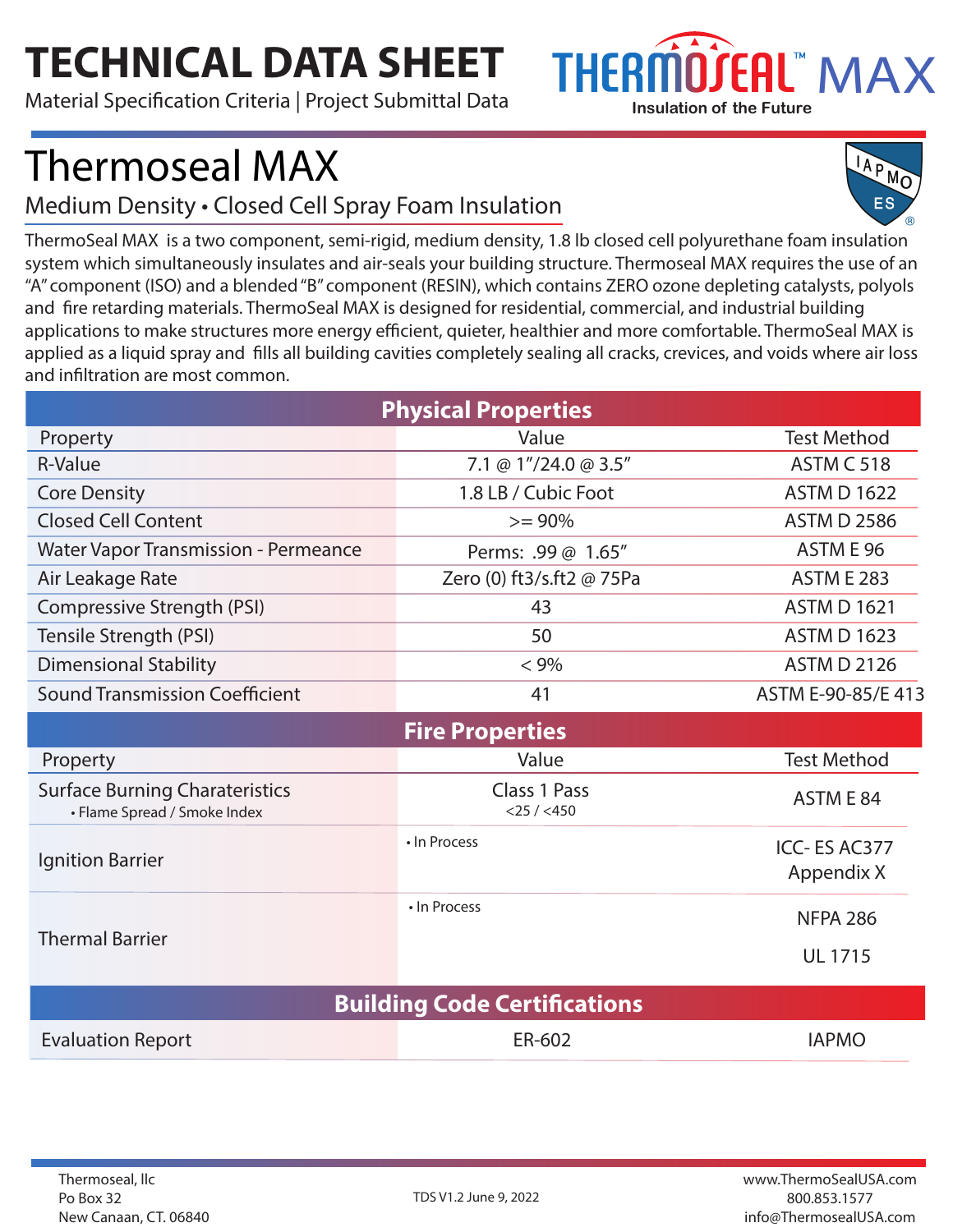# TECHNICAL DATA SHEET

Material Specification Criteria | Project Submittal Data

THERMOSEAL™ MAX
Insulation of the Future

# Thermoseal MAX

## Medium Density • Closed Cell Spray Foam Insulation

ThermoSeal MAX is a two component, semi-rigid, medium density, 1.8 lb closed cell polyurethane foam insulation system which simultaneously insulates and air-seals your building structure. Thermoseal MAX requires the use of an "A" component (ISO) and a blended "B" component (RESIN), which contains ZERO ozone depleting catalysts, polyols and fire retarding materials. ThermoSeal MAX is designed for residential, commercial, and industrial building applications to make structures more energy efficient, quieter, healthier and more comfortable. ThermoSeal MAX is applied as a liquid spray and fills all building cavities completely sealing all cracks, crevices, and voids where air loss and infiltration are most common.

## Physical Properties

| Property | Value | Test Method |
|---|---|---|
| R-Value | 7.1 @ 1"/24.0 @ 3.5" | ASTM C 518 |
| Core Density | 1.8 LB / Cubic Foot | ASTM D 1622 |
| Closed Cell Content | >= 90% | ASTM D 2586 |
| Water Vapor Transmission - Permeance | Perms: .99 @ 1.65" | ASTM E 96 |
| Air Leakage Rate | Zero (0) ft3/s.ft2 @ 75Pa | ASTM E 283 |
| Compressive Strength (PSI) | 43 | ASTM D 1621 |
| Tensile Strength (PSI) | 50 | ASTM D 1623 |
| Dimensional Stability | < 9% | ASTM D 2126 |
| Sound Transmission Coefficient | 41 | ASTM E-90-85/E 413 |

## Fire Properties

| Property | Value | Test Method |
|---|---|---|
| Surface Burning Charateristics<br>• Flame Spread / Smoke Index | Class 1 Pass<br><25 / <450 | ASTM E 84 |
| Ignition Barrier | • In Process | ICC- ES AC377 Appendix X |
| Thermal Barrier | • In Process | NFPA 286<br>UL 1715 |

## Building Code Certifications

| | | |
|---|---|---|
| Evaluation Report | ER-602 | IAPMO |

Thermoseal, llc
Po Box 32
New Canaan, CT. 06840

TDS V1.2 June 9, 2022

www.ThermoSealUSA.com
800.853.1577
info@ThermosealUSA.com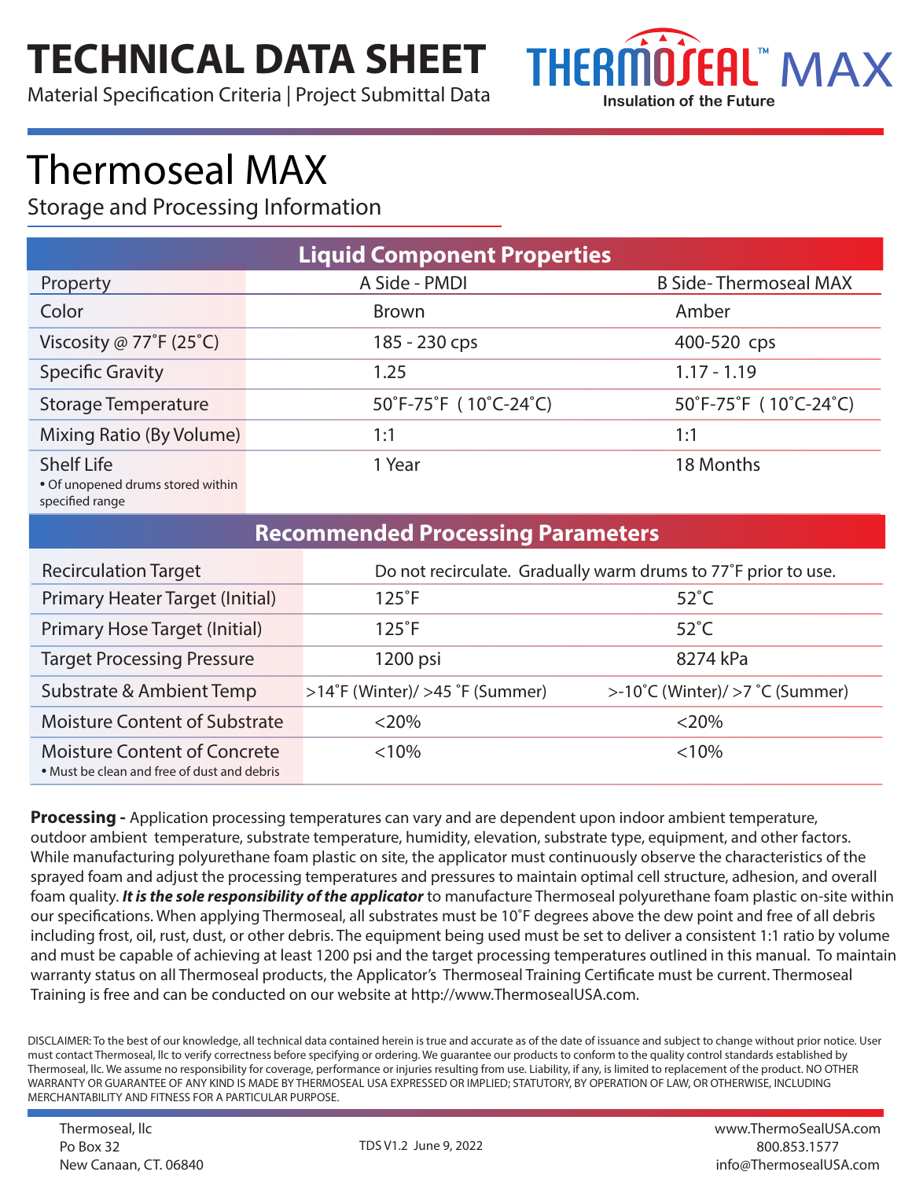# TECHNICAL DATA SHEET

Material Specification Criteria | Project Submittal Data

THERMOSEAL™ MAX
Insulation of the Future

# Thermoseal MAX

## Storage and Processing Information

| Liquid Component Properties | | |
|---|---|---|
| Property | A Side - PMDI | B Side- Thermoseal MAX |
| Color | Brown | Amber |
| Viscosity @ 77˚F (25˚C) | 185 - 230 cps | 400-520 cps |
| Specific Gravity | 1.25 | 1.17 - 1.19 |
| Storage Temperature | 50˚F-75˚F ( 10˚C-24˚C) | 50˚F-75˚F ( 10˚C-24˚C) |
| Mixing Ratio (By Volume) | 1:1 | 1:1 |
| Shelf Life<br>• Of unopened drums stored within specified range | 1 Year | 18 Months |

| Recommended Processing Parameters | | |
|---|---|---|
| Recirculation Target | Do not recirculate. Gradually warm drums to 77˚F prior to use. | |
| Primary Heater Target (Initial) | 125˚F | 52˚C |
| Primary Hose Target (Initial) | 125˚F | 52˚C |
| Target Processing Pressure | 1200 psi | 8274 kPa |
| Substrate & Ambient Temp | >14˚F (Winter)/ >45 ˚F (Summer) | >-10˚C (Winter)/ >7 ˚C (Summer) |
| Moisture Content of Substrate | <20% | <20% |
| Moisture Content of Concrete<br>• Must be clean and free of dust and debris | <10% | <10% |

**Processing -** Application processing temperatures can vary and are dependent upon indoor ambient temperature, outdoor ambient temperature, substrate temperature, humidity, elevation, substrate type, equipment, and other factors. While manufacturing polyurethane foam plastic on site, the applicator must continuously observe the characteristics of the sprayed foam and adjust the processing temperatures and pressures to maintain optimal cell structure, adhesion, and overall foam quality. ***It is the sole responsibility of the applicator*** to manufacture Thermoseal polyurethane foam plastic on-site within our specifications. When applying Thermoseal, all substrates must be 10˚F degrees above the dew point and free of all debris including frost, oil, rust, dust, or other debris. The equipment being used must be set to deliver a consistent 1:1 ratio by volume and must be capable of achieving at least 1200 psi and the target processing temperatures outlined in this manual. To maintain warranty status on all Thermoseal products, the Applicator's Thermoseal Training Certificate must be current. Thermoseal Training is free and can be conducted on our website at http://www.ThermosealUSA.com.

DISCLAIMER: To the best of our knowledge, all technical data contained herein is true and accurate as of the date of issuance and subject to change without prior notice. User must contact Thermoseal, llc to verify correctness before specifying or ordering. We guarantee our products to conform to the quality control standards established by Thermoseal, llc. We assume no responsibility for coverage, performance or injuries resulting from use. Liability, if any, is limited to replacement of the product. NO OTHER WARRANTY OR GUARANTEE OF ANY KIND IS MADE BY THERMOSEAL USA EXPRESSED OR IMPLIED; STATUTORY, BY OPERATION OF LAW, OR OTHERWISE, INCLUDING MERCHANTABILITY AND FITNESS FOR A PARTICULAR PURPOSE.

Thermoseal, llc
Po Box 32
New Canaan, CT. 06840

TDS V1.2 June 9, 2022

www.ThermoSealUSA.com
800.853.1577
info@ThermosealUSA.com